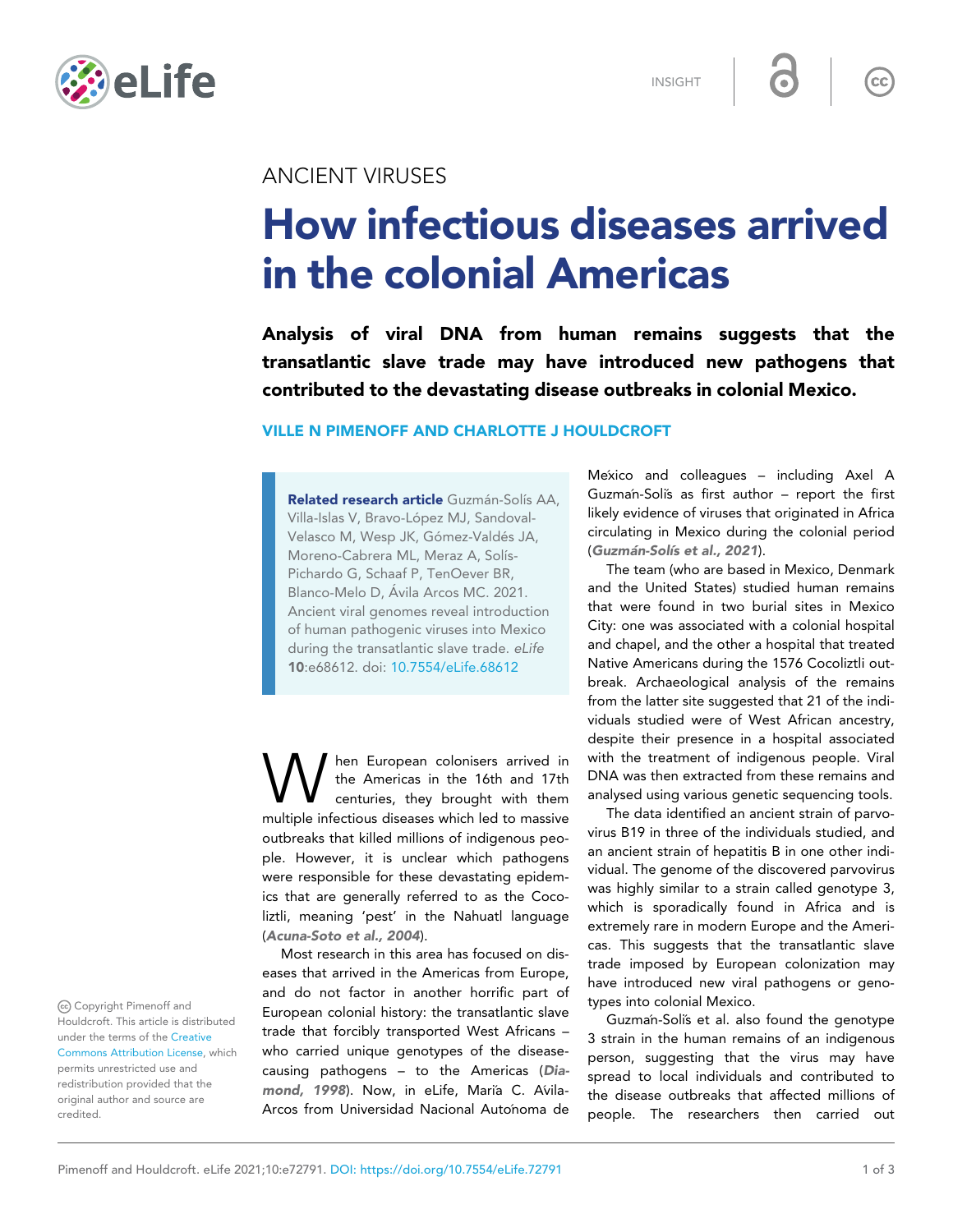INSIGHT

ANCIENT VIRUSES

# How infectious diseases arrived in the colonial Americas

**Analysis of viral DNA from human remains suggests that the transatlantic slave trade may have introduced new pathogens that contributed to the devastating disease outbreaks in colonial Mexico.**

**VILLE N PIMENOFF AND CHARLOTTE J HOULDCROFT**

**Related research article** Guzmán-Solís AA, Villa-Islas V, Bravo-López MJ, Sandoval-Velasco M, Wesp JK, Gómez-Valdés JA, Moreno-Cabrera ML, Meraz A, Solís-Pichardo G, Schaaf P, TenOever BR, Blanco-Melo D, Ávila Arcos MC. 2021. Ancient viral genomes reveal introduction of human pathogenic viruses into Mexico during the transatlantic slave trade. *eLife* **10**:e68612. doi: 10.7554/eLife.68612

When European colonisers arrived in the Americas in the 16th and 17th centuries, they brought with them multiple infectious diseases which led to massive outbreaks that killed millions of indigenous people. However, it is unclear which pathogens were responsible for these devastating epidemics that are generally referred to as the Cocoliztli, meaning 'pest' in the Nahuatl language (***Acuna-Soto et al., 2004***).

Most research in this area has focused on diseases that arrived in the Americas from Europe, and do not factor in another horrific part of European colonial history: the transatlantic slave trade that forcibly transported West Africans – who carried unique genotypes of the disease-causing pathogens – to the Americas (***Diamond, 1998***). Now, in eLife, María C. Ávila-Arcos from Universidad Nacional Autónoma de México and colleagues – including Axel A Guzmán-Solís as first author – report the first likely evidence of viruses that originated in Africa circulating in Mexico during the colonial period (***Guzmán-Solís et al., 2021***).

The team (who are based in Mexico, Denmark and the United States) studied human remains that were found in two burial sites in Mexico City: one was associated with a colonial hospital and chapel, and the other a hospital that treated Native Americans during the 1576 Cocoliztli outbreak. Archaeological analysis of the remains from the latter site suggested that 21 of the individuals studied were of West African ancestry, despite their presence in a hospital associated with the treatment of indigenous people. Viral DNA was then extracted from these remains and analysed using various genetic sequencing tools.

The data identified an ancient strain of parvovirus B19 in three of the individuals studied, and an ancient strain of hepatitis B in one other individual. The genome of the discovered parvovirus was highly similar to a strain called genotype 3, which is sporadically found in Africa and is extremely rare in modern Europe and the Americas. This suggests that the transatlantic slave trade imposed by European colonization may have introduced new viral pathogens or genotypes into colonial Mexico.

Guzmán-Solís et al. also found the genotype 3 strain in the human remains of an indigenous person, suggesting that the virus may have spread to local individuals and contributed to the disease outbreaks that affected millions of people. The researchers then carried out

Copyright Pimenoff and Houldcroft. This article is distributed under the terms of the Creative Commons Attribution License, which permits unrestricted use and redistribution provided that the original author and source are credited.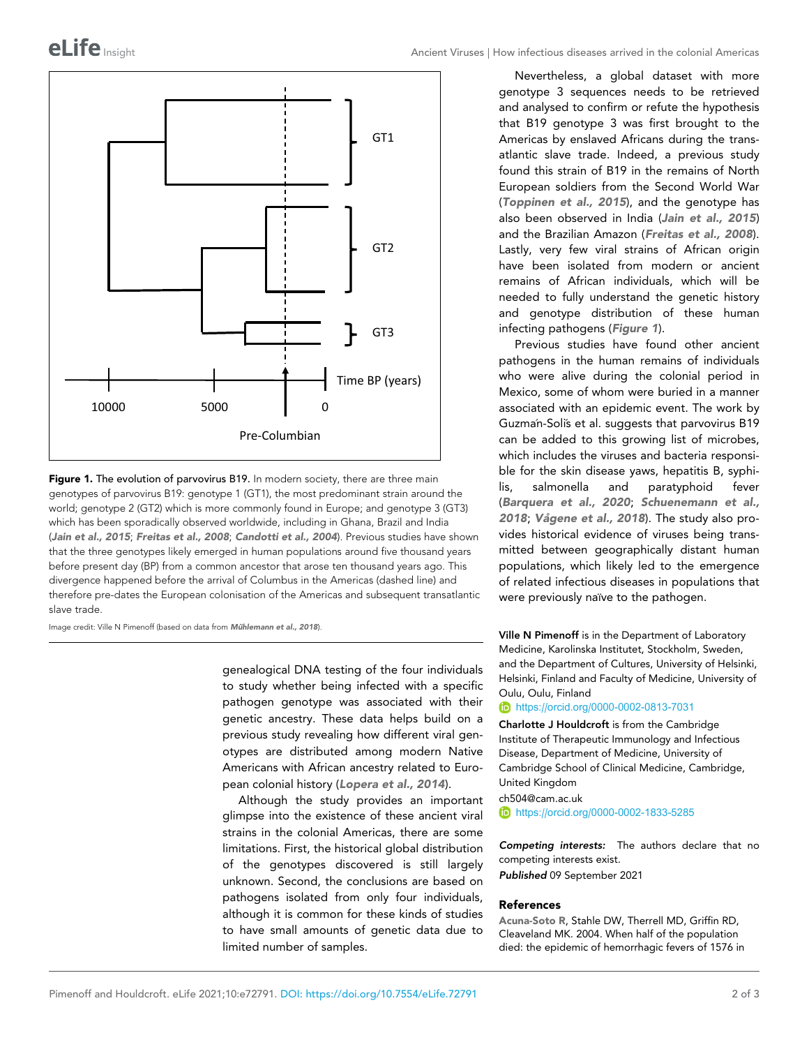**Figure 1.** The evolution of parvovirus B19. In modern society, there are three main genotypes of parvovirus B19: genotype 1 (GT1), the most predominant strain around the world; genotype 2 (GT2) which is more commonly found in Europe; and genotype 3 (GT3) which has been sporadically observed worldwide, including in Ghana, Brazil and India (***Jain et al., 2015***; ***Freitas et al., 2008***; ***Candotti et al., 2004***). Previous studies have shown that the three genotypes likely emerged in human populations around five thousand years before present day (BP) from a common ancestor that arose ten thousand years ago. This divergence happened before the arrival of Columbus in the Americas (dashed line) and therefore pre-dates the European colonisation of the Americas and subsequent transatlantic slave trade.

Image credit: Ville N Pimenoff (based on data from ***Mühlemann et al., 2018***).

genealogical DNA testing of the four individuals to study whether being infected with a specific pathogen genotype was associated with their genetic ancestry. These data helps build on a previous study revealing how different viral genotypes are distributed among modern Native Americans with African ancestry related to European colonial history (***Lopera et al., 2014***).

Although the study provides an important glimpse into the existence of these ancient viral strains in the colonial Americas, there are some limitations. First, the historical global distribution of the genotypes discovered is still largely unknown. Second, the conclusions are based on pathogens isolated from only four individuals, although it is common for these kinds of studies to have small amounts of genetic data due to limited number of samples.

Nevertheless, a global dataset with more genotype 3 sequences needs to be retrieved and analysed to confirm or refute the hypothesis that B19 genotype 3 was first brought to the Americas by enslaved Africans during the transatlantic slave trade. Indeed, a previous study found this strain of B19 in the remains of North European soldiers from the Second World War (***Toppinen et al., 2015***), and the genotype has also been observed in India (***Jain et al., 2015***) and the Brazilian Amazon (***Freitas et al., 2008***). Lastly, very few viral strains of African origin have been isolated from modern or ancient remains of African individuals, which will be needed to fully understand the genetic history and genotype distribution of these human infecting pathogens (***Figure 1***).

Previous studies have found other ancient pathogens in the human remains of individuals who were alive during the colonial period in Mexico, some of whom were buried in a manner associated with an epidemic event. The work by Guzmán-Solís et al. suggests that parvovirus B19 can be added to this growing list of microbes, which includes the viruses and bacteria responsible for the skin disease yaws, hepatitis B, syphilis, salmonella and paratyphoid fever (***Barquera et al., 2020***; ***Schuenemann et al., 2018***; ***Vågene et al., 2018***). The study also provides historical evidence of viruses being transmitted between geographically distant human populations, which likely led to the emergence of related infectious diseases in populations that were previously naïve to the pathogen.

**Ville N Pimenoff** is in the Department of Laboratory Medicine, Karolinska Institutet, Stockholm, Sweden, and the Department of Cultures, University of Helsinki, Helsinki, Finland and Faculty of Medicine, University of Oulu, Oulu, Finland

https://orcid.org/0000-0002-0813-7031

**Charlotte J Houldcroft** is from the Cambridge Institute of Therapeutic Immunology and Infectious Disease, Department of Medicine, University of Cambridge School of Clinical Medicine, Cambridge, United Kingdom

ch504@cam.ac.uk

https://orcid.org/0000-0002-1833-5285

***Competing interests:*** The authors declare that no competing interests exist.

***Published*** 09 September 2021

## References

**Acuna-Soto R**, Stahle DW, Therrell MD, Griffin RD, Cleaveland MK. 2004. When half of the population died: the epidemic of hemorrhagic fevers of 1576 in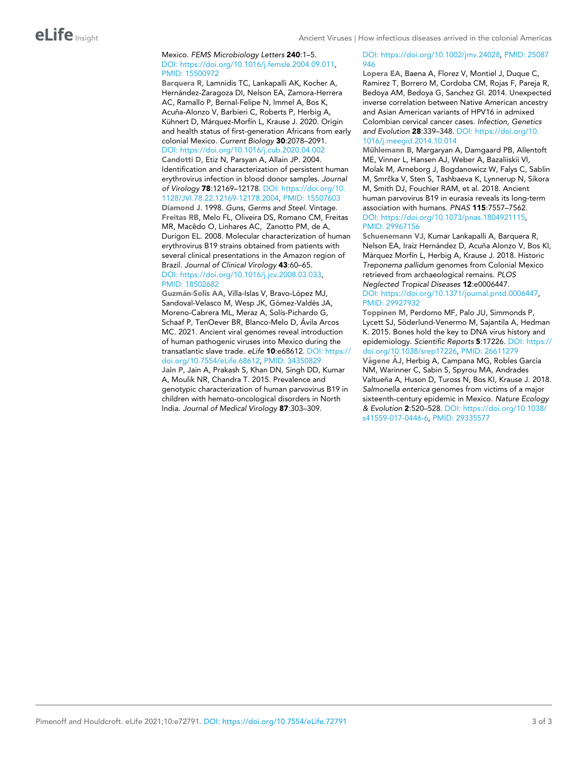Mexico. *FEMS Microbiology Letters* **240**:1–5. DOI: https://doi.org/10.1016/j.femsle.2004.09.011, PMID: 15500972

**Barquera R**, Lamnidis TC, Lankapalli AK, Kocher A, Hernández-Zaragoza DI, Nelson EA, Zamora-Herrera AC, Ramallo P, Bernal-Felipe N, Immel A, Bos K, Acuña-Alonzo V, Barbieri C, Roberts P, Herbig A, Kühnert D, Márquez-Morfín L, Krause J. 2020. Origin and health status of first-generation Africans from early colonial Mexico. *Current Biology* **30**:2078–2091. DOI: https://doi.org/10.1016/j.cub.2020.04.002

**Candotti D**, Etiz N, Parsyan A, Allain JP. 2004. Identification and characterization of persistent human erythrovirus infection in blood donor samples. *Journal of Virology* **78**:12169–12178. DOI: https://doi.org/10.1128/JVI.78.22.12169-12178.2004, PMID: 15507603

**Diamond J**. 1998. *Guns, Germs and Steel*. Vintage.

**Freitas RB**, Melo FL, Oliveira DS, Romano CM, Freitas MR, Macêdo O, Linhares AC, Zanotto PM, de A, Durigon EL. 2008. Molecular characterization of human erythrovirus B19 strains obtained from patients with several clinical presentations in the Amazon region of Brazil. *Journal of Clinical Virology* **43**:60–65. DOI: https://doi.org/10.1016/j.jcv.2008.03.033, PMID: 18502682

**Guzmán-Solís AA**, Villa-Islas V, Bravo-López MJ, Sandoval-Velasco M, Wesp JK, Gómez-Valdés JA, Moreno-Cabrera ML, Meraz A, Solís-Pichardo G, Schaaf P, TenOever BR, Blanco-Melo D, Ávila Arcos MC. 2021. Ancient viral genomes reveal introduction of human pathogenic viruses into Mexico during the transatlantic slave trade. *eLife* **10**:e68612. DOI: https://doi.org/10.7554/eLife.68612, PMID: 34350829

**Jain P**, Jain A, Prakash S, Khan DN, Singh DD, Kumar A, Moulik NR, Chandra T. 2015. Prevalence and genotypic characterization of human parvovirus B19 in children with hemato-oncological disorders in North India. *Journal of Medical Virology* **87**:303–309. DOI: https://doi.org/10.1002/jmv.24028, PMID: 25087946

**Lopera EA**, Baena A, Florez V, Montiel J, Duque C, Ramirez T, Borrero M, Cordoba CM, Rojas F, Pareja R, Bedoya AM, Bedoya G, Sanchez GI. 2014. Unexpected inverse correlation between Native American ancestry and Asian American variants of HPV16 in admixed Colombian cervical cancer cases. *Infection, Genetics and Evolution* **28**:339–348. DOI: https://doi.org/10.1016/j.meegid.2014.10.014

**Mühlemann B**, Margaryan A, Damgaard PB, Allentoft ME, Vinner L, Hansen AJ, Weber A, Bazaliiskii VI, Molak M, Arneborg J, Bogdanowicz W, Falys C, Sablin M, Smrčka V, Sten S, Tashbaeva K, Lynnerup N, Sikora M, Smith DJ, Fouchier RAM, et al. 2018. Ancient human parvovirus B19 in eurasia reveals its long-term association with humans. *PNAS* **115**:7557–7562. DOI: https://doi.org/10.1073/pnas.1804921115, PMID: 29967156

**Schuenemann VJ**, Kumar Lankapalli A, Barquera R, Nelson EA, Iraíz Hernández D, Acuña Alonzo V, Bos KI, Márquez Morfín L, Herbig A, Krause J. 2018. Historic *Treponema pallidum* genomes from Colonial Mexico retrieved from archaeological remains. *PLOS Neglected Tropical Diseases* **12**:e0006447. DOI: https://doi.org/10.1371/journal.pntd.0006447, PMID: 29927932

**Toppinen M**, Perdomo MF, Palo JU, Simmonds P, Lycett SJ, Söderlund-Venermo M, Sajantila A, Hedman K. 2015. Bones hold the key to DNA virus history and epidemiology. *Scientific Reports* **5**:17226. DOI: https://doi.org/10.1038/srep17226, PMID: 26611279

**Vågene ÅJ**, Herbig A, Campana MG, Robles García NM, Warinner C, Sabin S, Spyrou MA, Andrades Valtueña A, Huson D, Tuross N, Bos KI, Krause J. 2018. *Salmonella enterica* genomes from victims of a major sixteenth-century epidemic in Mexico. *Nature Ecology & Evolution* **2**:520–528. DOI: https://doi.org/10.1038/s41559-017-0446-6, PMID: 29335577